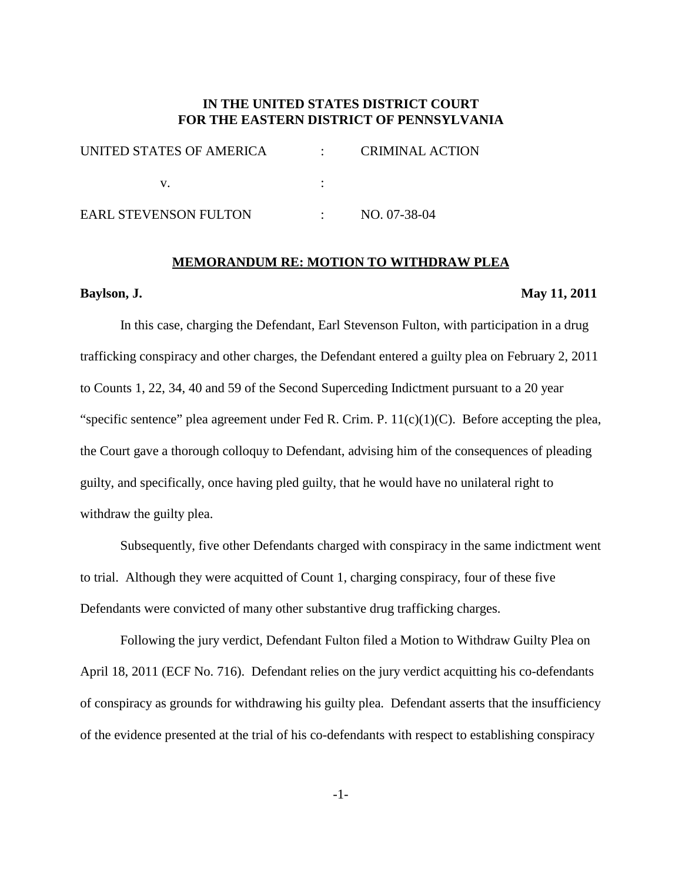**IN THE UNITED STATES DISTRICT COURT**
**FOR THE EASTERN DISTRICT OF PENNSYLVANIA**

| | | |
|---|---|---|
| UNITED STATES OF AMERICA | : | CRIMINAL ACTION |
| v. | : | |
| EARL STEVENSON FULTON | : | NO. 07-38-04 |

**MEMORANDUM RE: MOTION TO WITHDRAW PLEA**

**Baylson, J.** **May 11, 2011**

In this case, charging the Defendant, Earl Stevenson Fulton, with participation in a drug trafficking conspiracy and other charges, the Defendant entered a guilty plea on February 2, 2011 to Counts 1, 22, 34, 40 and 59 of the Second Superceding Indictment pursuant to a 20 year "specific sentence" plea agreement under Fed R. Crim. P. 11(c)(1)(C). Before accepting the plea, the Court gave a thorough colloquy to Defendant, advising him of the consequences of pleading guilty, and specifically, once having pled guilty, that he would have no unilateral right to withdraw the guilty plea.

Subsequently, five other Defendants charged with conspiracy in the same indictment went to trial. Although they were acquitted of Count 1, charging conspiracy, four of these five Defendants were convicted of many other substantive drug trafficking charges.

Following the jury verdict, Defendant Fulton filed a Motion to Withdraw Guilty Plea on April 18, 2011 (ECF No. 716). Defendant relies on the jury verdict acquitting his co-defendants of conspiracy as grounds for withdrawing his guilty plea. Defendant asserts that the insufficiency of the evidence presented at the trial of his co-defendants with respect to establishing conspiracy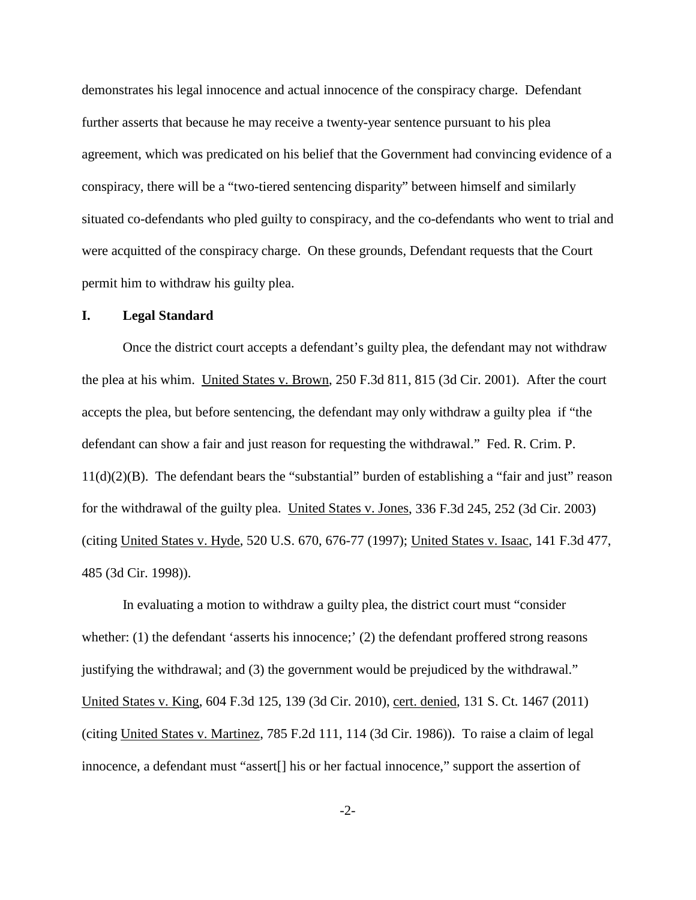demonstrates his legal innocence and actual innocence of the conspiracy charge. Defendant further asserts that because he may receive a twenty-year sentence pursuant to his plea agreement, which was predicated on his belief that the Government had convincing evidence of a conspiracy, there will be a "two-tiered sentencing disparity" between himself and similarly situated co-defendants who pled guilty to conspiracy, and the co-defendants who went to trial and were acquitted of the conspiracy charge. On these grounds, Defendant requests that the Court permit him to withdraw his guilty plea.

## I. Legal Standard

Once the district court accepts a defendant's guilty plea, the defendant may not withdraw the plea at his whim. United States v. Brown, 250 F.3d 811, 815 (3d Cir. 2001). After the court accepts the plea, but before sentencing, the defendant may only withdraw a guilty plea if "the defendant can show a fair and just reason for requesting the withdrawal." Fed. R. Crim. P. 11(d)(2)(B). The defendant bears the "substantial" burden of establishing a "fair and just" reason for the withdrawal of the guilty plea. United States v. Jones, 336 F.3d 245, 252 (3d Cir. 2003) (citing United States v. Hyde, 520 U.S. 670, 676-77 (1997); United States v. Isaac, 141 F.3d 477, 485 (3d Cir. 1998)).

In evaluating a motion to withdraw a guilty plea, the district court must "consider whether: (1) the defendant 'asserts his innocence;' (2) the defendant proffered strong reasons justifying the withdrawal; and (3) the government would be prejudiced by the withdrawal." United States v. King, 604 F.3d 125, 139 (3d Cir. 2010), cert. denied, 131 S. Ct. 1467 (2011) (citing United States v. Martinez, 785 F.2d 111, 114 (3d Cir. 1986)). To raise a claim of legal innocence, a defendant must "assert[] his or her factual innocence," support the assertion of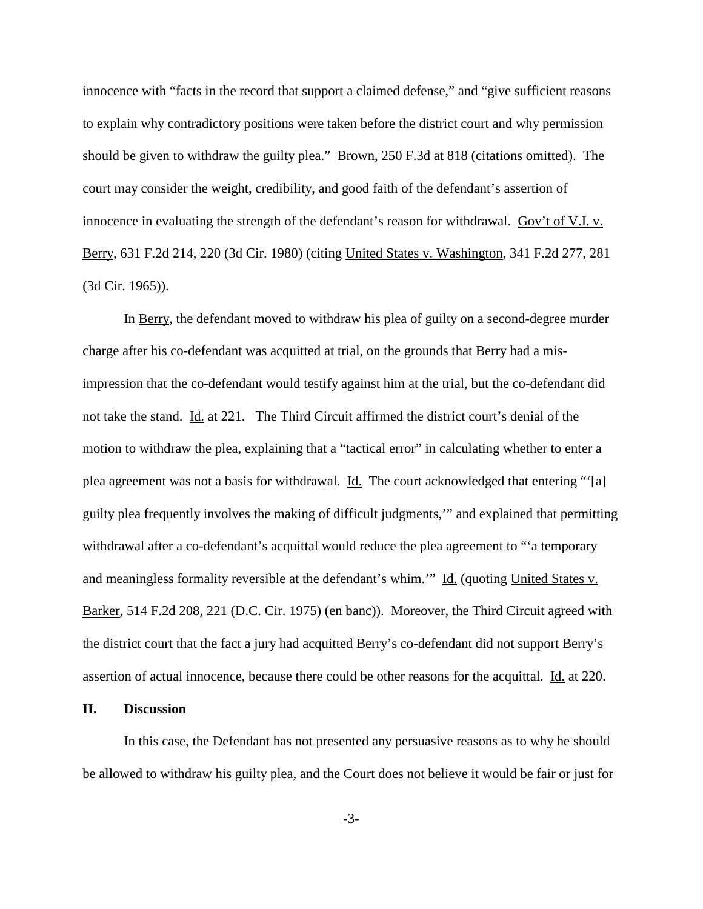innocence with "facts in the record that support a claimed defense," and "give sufficient reasons to explain why contradictory positions were taken before the district court and why permission should be given to withdraw the guilty plea." Brown, 250 F.3d at 818 (citations omitted). The court may consider the weight, credibility, and good faith of the defendant's assertion of innocence in evaluating the strength of the defendant's reason for withdrawal. Gov't of V.I. v. Berry, 631 F.2d 214, 220 (3d Cir. 1980) (citing United States v. Washington, 341 F.2d 277, 281 (3d Cir. 1965)).

In Berry, the defendant moved to withdraw his plea of guilty on a second-degree murder charge after his co-defendant was acquitted at trial, on the grounds that Berry had a mis-impression that the co-defendant would testify against him at the trial, but the co-defendant did not take the stand. Id. at 221. The Third Circuit affirmed the district court's denial of the motion to withdraw the plea, explaining that a "tactical error" in calculating whether to enter a plea agreement was not a basis for withdrawal. Id. The court acknowledged that entering "'[a] guilty plea frequently involves the making of difficult judgments,'" and explained that permitting withdrawal after a co-defendant's acquittal would reduce the plea agreement to "'a temporary and meaningless formality reversible at the defendant's whim.'" Id. (quoting United States v. Barker, 514 F.2d 208, 221 (D.C. Cir. 1975) (en banc)). Moreover, the Third Circuit agreed with the district court that the fact a jury had acquitted Berry's co-defendant did not support Berry's assertion of actual innocence, because there could be other reasons for the acquittal. Id. at 220.

## II. Discussion

In this case, the Defendant has not presented any persuasive reasons as to why he should be allowed to withdraw his guilty plea, and the Court does not believe it would be fair or just for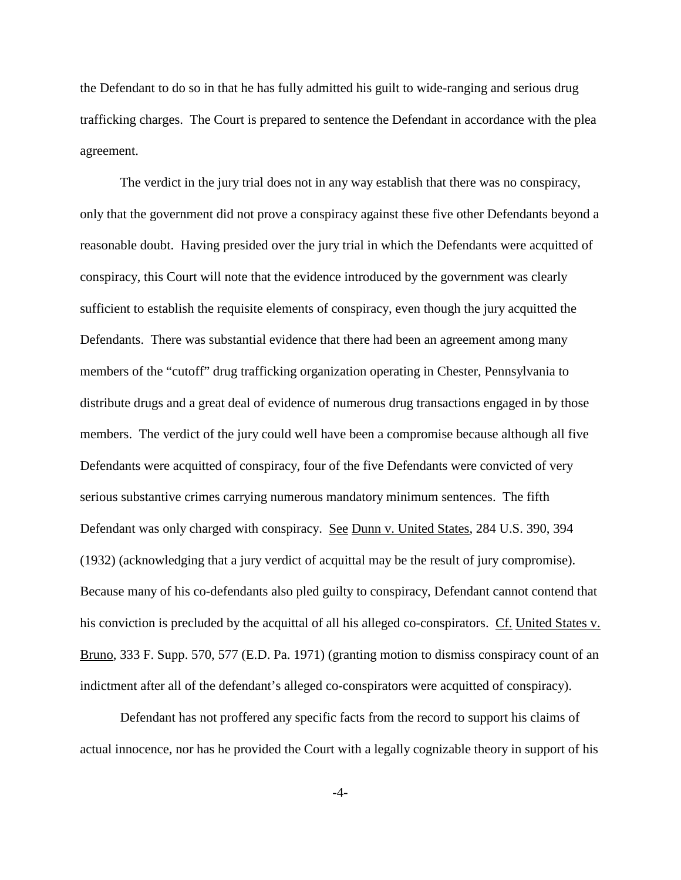the Defendant to do so in that he has fully admitted his guilt to wide-ranging and serious drug trafficking charges. The Court is prepared to sentence the Defendant in accordance with the plea agreement.

The verdict in the jury trial does not in any way establish that there was no conspiracy, only that the government did not prove a conspiracy against these five other Defendants beyond a reasonable doubt. Having presided over the jury trial in which the Defendants were acquitted of conspiracy, this Court will note that the evidence introduced by the government was clearly sufficient to establish the requisite elements of conspiracy, even though the jury acquitted the Defendants. There was substantial evidence that there had been an agreement among many members of the "cutoff" drug trafficking organization operating in Chester, Pennsylvania to distribute drugs and a great deal of evidence of numerous drug transactions engaged in by those members. The verdict of the jury could well have been a compromise because although all five Defendants were acquitted of conspiracy, four of the five Defendants were convicted of very serious substantive crimes carrying numerous mandatory minimum sentences. The fifth Defendant was only charged with conspiracy. See Dunn v. United States, 284 U.S. 390, 394 (1932) (acknowledging that a jury verdict of acquittal may be the result of jury compromise). Because many of his co-defendants also pled guilty to conspiracy, Defendant cannot contend that his conviction is precluded by the acquittal of all his alleged co-conspirators. Cf. United States v. Bruno, 333 F. Supp. 570, 577 (E.D. Pa. 1971) (granting motion to dismiss conspiracy count of an indictment after all of the defendant's alleged co-conspirators were acquitted of conspiracy).

Defendant has not proffered any specific facts from the record to support his claims of actual innocence, nor has he provided the Court with a legally cognizable theory in support of his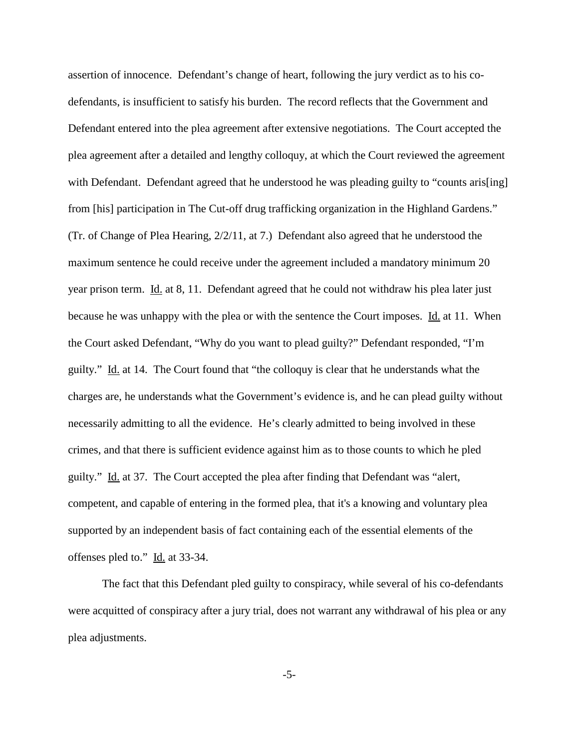assertion of innocence. Defendant's change of heart, following the jury verdict as to his co-defendants, is insufficient to satisfy his burden. The record reflects that the Government and Defendant entered into the plea agreement after extensive negotiations. The Court accepted the plea agreement after a detailed and lengthy colloquy, at which the Court reviewed the agreement with Defendant. Defendant agreed that he understood he was pleading guilty to "counts aris[ing] from [his] participation in The Cut-off drug trafficking organization in the Highland Gardens." (Tr. of Change of Plea Hearing, 2/2/11, at 7.) Defendant also agreed that he understood the maximum sentence he could receive under the agreement included a mandatory minimum 20 year prison term. Id. at 8, 11. Defendant agreed that he could not withdraw his plea later just because he was unhappy with the plea or with the sentence the Court imposes. Id. at 11. When the Court asked Defendant, "Why do you want to plead guilty?" Defendant responded, "I'm guilty." Id. at 14. The Court found that "the colloquy is clear that he understands what the charges are, he understands what the Government's evidence is, and he can plead guilty without necessarily admitting to all the evidence. He's clearly admitted to being involved in these crimes, and that there is sufficient evidence against him as to those counts to which he pled guilty." Id. at 37. The Court accepted the plea after finding that Defendant was "alert, competent, and capable of entering in the formed plea, that it's a knowing and voluntary plea supported by an independent basis of fact containing each of the essential elements of the offenses pled to." Id. at 33-34.

The fact that this Defendant pled guilty to conspiracy, while several of his co-defendants were acquitted of conspiracy after a jury trial, does not warrant any withdrawal of his plea or any plea adjustments.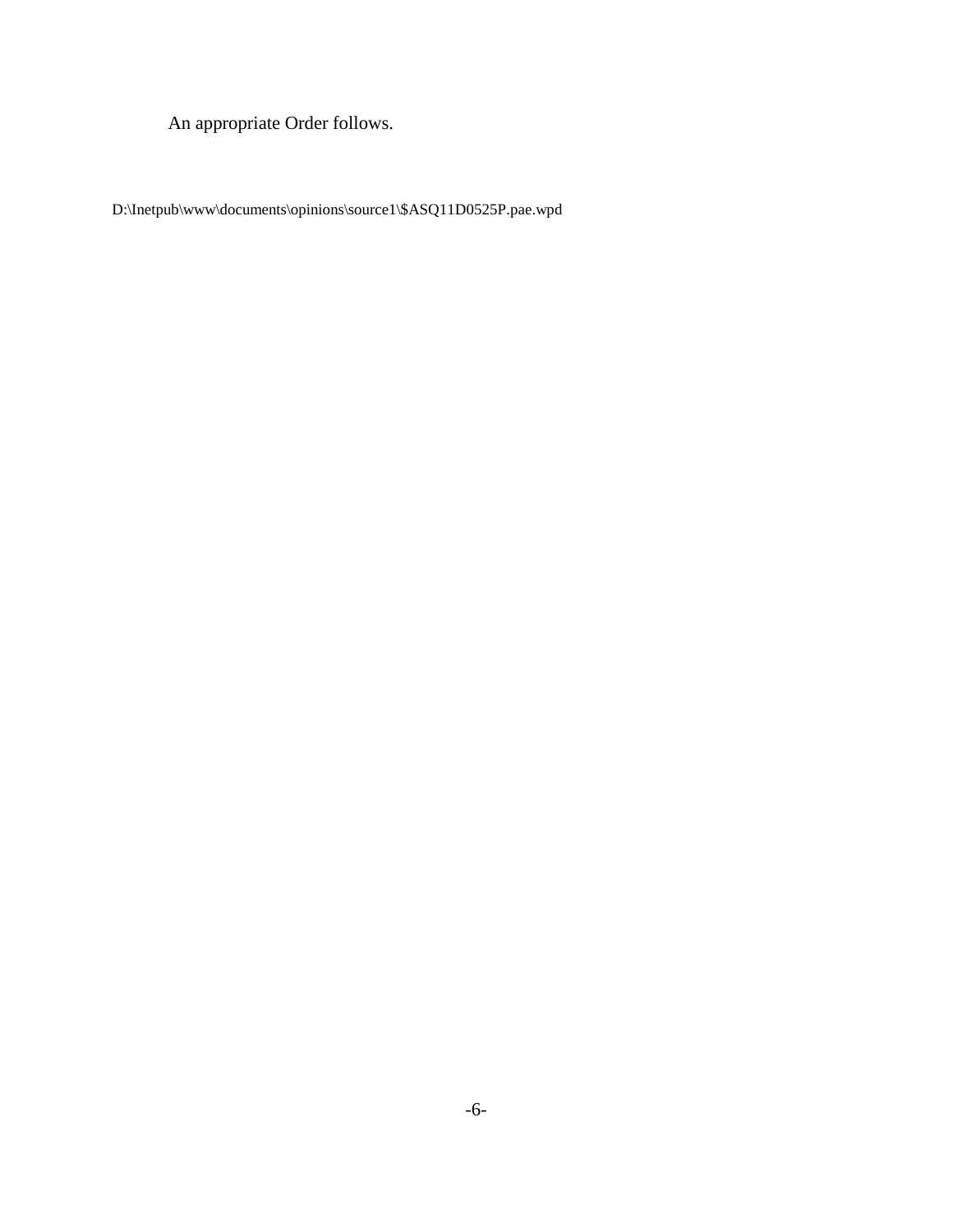An appropriate Order follows.

D:\Inetpub\www\documents\opinions\source1\$ASQ11D0525P.pae.wpd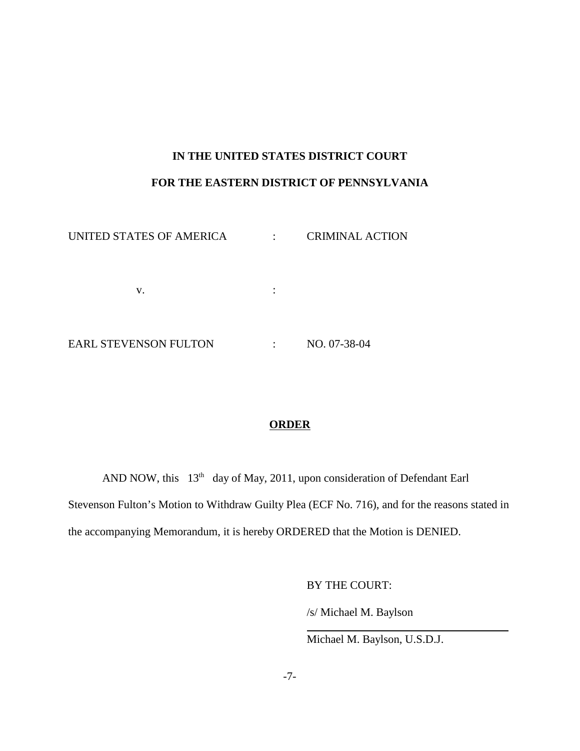**IN THE UNITED STATES DISTRICT COURT**

**FOR THE EASTERN DISTRICT OF PENNSYLVANIA**

| | | |
|---|---|---|
| UNITED STATES OF AMERICA | : | CRIMINAL ACTION |
| v. | : | |
| EARL STEVENSON FULTON | : | NO. 07-38-04 |

**ORDER**

AND NOW, this 13th day of May, 2011, upon consideration of Defendant Earl Stevenson Fulton's Motion to Withdraw Guilty Plea (ECF No. 716), and for the reasons stated in the accompanying Memorandum, it is hereby ORDERED that the Motion is DENIED.

BY THE COURT:

/s/ Michael M. Baylson

Michael M. Baylson, U.S.D.J.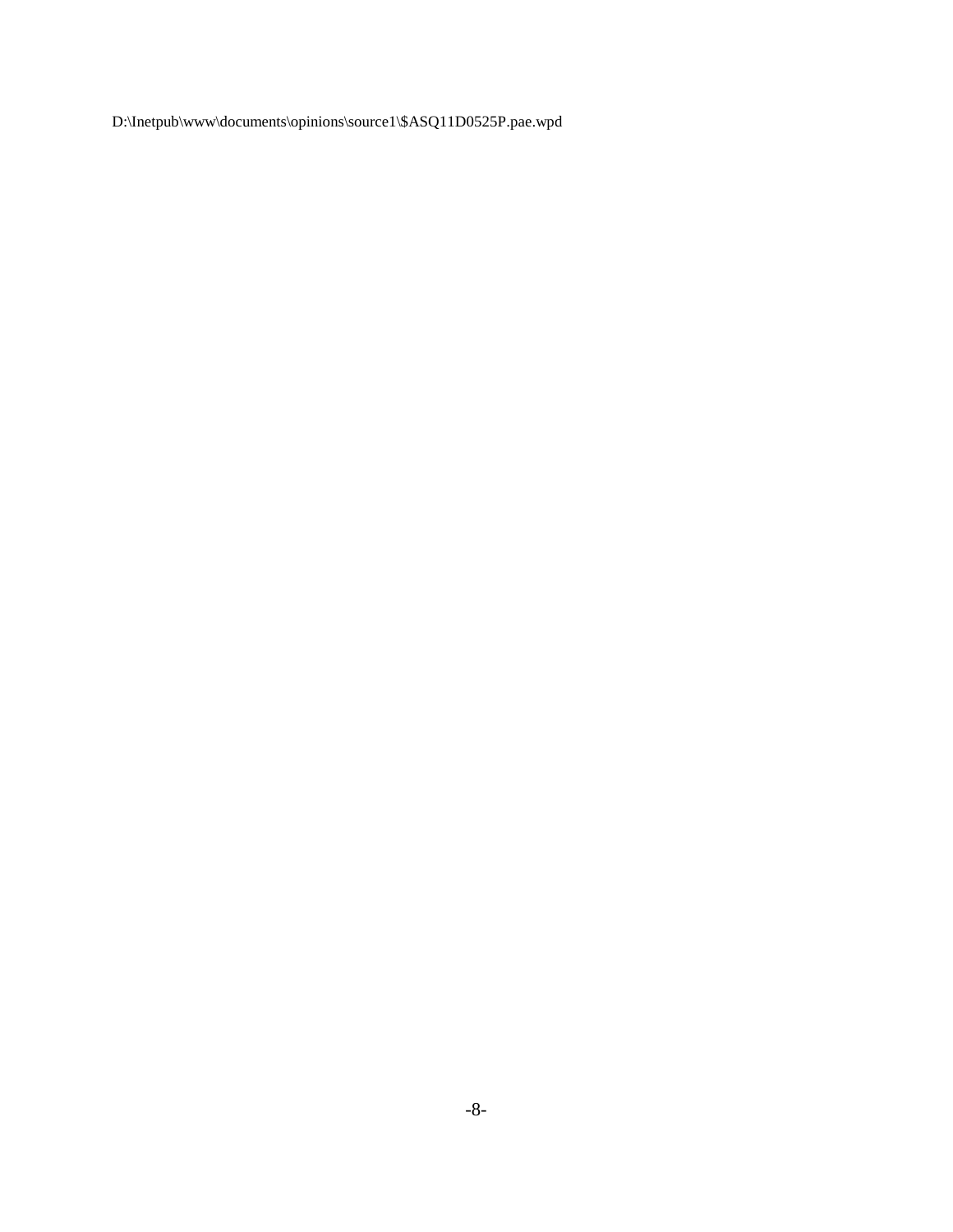D:\Inetpub\www\documents\opinions\source1\$ASQ11D0525P.pae.wpd